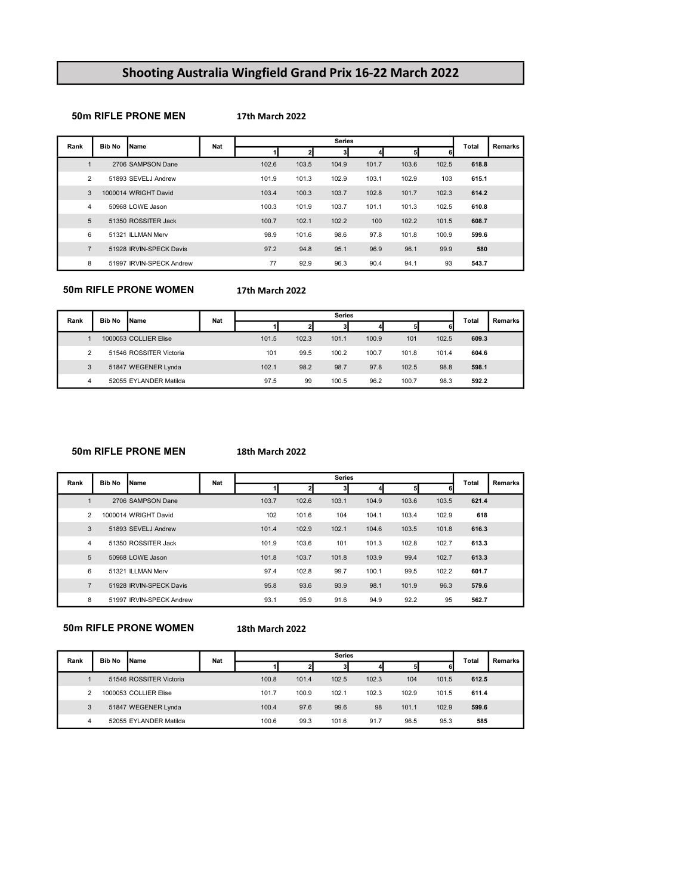# Shooting Australia Wingfield Grand Prix 16-22 March 2022

## 50m RIFLE PRONE MEN

**17th March 2022**

| Rank | Bib No | Name | Nat | Series 1 | 2 | 3 | 4 | 5 | 6 | Total | Remarks |
|---|---|---|---|---|---|---|---|---|---|---|---|
| 1 | 2706 | SAMPSON Dane | | 102.6 | 103.5 | 104.9 | 101.7 | 103.6 | 102.5 | **618.8** | |
| 2 | 51893 | SEVELJ Andrew | | 101.9 | 101.3 | 102.9 | 103.1 | 102.9 | 103 | **615.1** | |
| 3 | 1000014 | WRIGHT David | | 103.4 | 100.3 | 103.7 | 102.8 | 101.7 | 102.3 | **614.2** | |
| 4 | 50968 | LOWE Jason | | 100.3 | 101.9 | 103.7 | 101.1 | 101.3 | 102.5 | **610.8** | |
| 5 | 51350 | ROSSITER Jack | | 100.7 | 102.1 | 102.2 | 100 | 102.2 | 101.5 | **608.7** | |
| 6 | 51321 | ILLMAN Merv | | 98.9 | 101.6 | 98.6 | 97.8 | 101.8 | 100.9 | **599.6** | |
| 7 | 51928 | IRVIN-SPECK Davis | | 97.2 | 94.8 | 95.1 | 96.9 | 96.1 | 99.9 | **580** | |
| 8 | 51997 | IRVIN-SPECK Andrew | | 77 | 92.9 | 96.3 | 90.4 | 94.1 | 93 | **543.7** | |

## 50m RIFLE PRONE WOMEN

**17th March 2022**

| Rank | Bib No | Name | Nat | Series 1 | 2 | 3 | 4 | 5 | 6 | Total | Remarks |
|---|---|---|---|---|---|---|---|---|---|---|---|
| 1 | 1000053 | COLLIER Elise | | 101.5 | 102.3 | 101.1 | 100.9 | 101 | 102.5 | **609.3** | |
| 2 | 51546 | ROSSITER Victoria | | 101 | 99.5 | 100.2 | 100.7 | 101.8 | 101.4 | **604.6** | |
| 3 | 51847 | WEGENER Lynda | | 102.1 | 98.2 | 98.7 | 97.8 | 102.5 | 98.8 | **598.1** | |
| 4 | 52055 | EYLANDER Matilda | | 97.5 | 99 | 100.5 | 96.2 | 100.7 | 98.3 | **592.2** | |

## 50m RIFLE PRONE MEN

**18th March 2022**

| Rank | Bib No | Name | Nat | Series 1 | 2 | 3 | 4 | 5 | 6 | Total | Remarks |
|---|---|---|---|---|---|---|---|---|---|---|---|
| 1 | 2706 | SAMPSON Dane | | 103.7 | 102.6 | 103.1 | 104.9 | 103.6 | 103.5 | **621.4** | |
| 2 | 1000014 | WRIGHT David | | 102 | 101.6 | 104 | 104.1 | 103.4 | 102.9 | **618** | |
| 3 | 51893 | SEVELJ Andrew | | 101.4 | 102.9 | 102.1 | 104.6 | 103.5 | 101.8 | **616.3** | |
| 4 | 51350 | ROSSITER Jack | | 101.9 | 103.6 | 101 | 101.3 | 102.8 | 102.7 | **613.3** | |
| 5 | 50968 | LOWE Jason | | 101.8 | 103.7 | 101.8 | 103.9 | 99.4 | 102.7 | **613.3** | |
| 6 | 51321 | ILLMAN Merv | | 97.4 | 102.8 | 99.7 | 100.1 | 99.5 | 102.2 | **601.7** | |
| 7 | 51928 | IRVIN-SPECK Davis | | 95.8 | 93.6 | 93.9 | 98.1 | 101.9 | 96.3 | **579.6** | |
| 8 | 51997 | IRVIN-SPECK Andrew | | 93.1 | 95.9 | 91.6 | 94.9 | 92.2 | 95 | **562.7** | |

## 50m RIFLE PRONE WOMEN

**18th March 2022**

| Rank | Bib No | Name | Nat | Series 1 | 2 | 3 | 4 | 5 | 6 | Total | Remarks |
|---|---|---|---|---|---|---|---|---|---|---|---|
| 1 | 51546 | ROSSITER Victoria | | 100.8 | 101.4 | 102.5 | 102.3 | 104 | 101.5 | **612.5** | |
| 2 | 1000053 | COLLIER Elise | | 101.7 | 100.9 | 102.1 | 102.3 | 102.9 | 101.5 | **611.4** | |
| 3 | 51847 | WEGENER Lynda | | 100.4 | 97.6 | 99.6 | 98 | 101.1 | 102.9 | **599.6** | |
| 4 | 52055 | EYLANDER Matilda | | 100.6 | 99.3 | 101.6 | 91.7 | 96.5 | 95.3 | **585** | |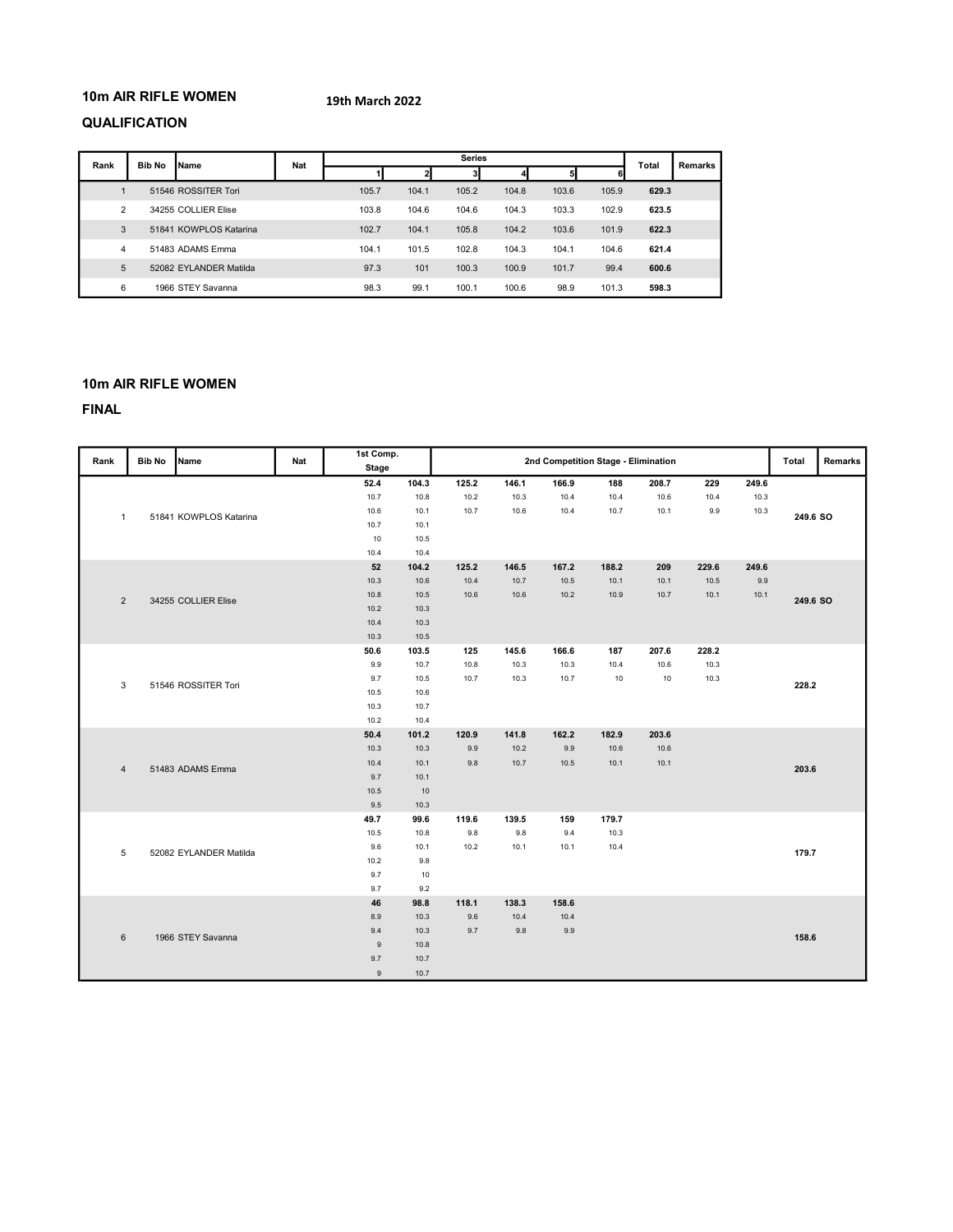## 10m AIR RIFLE WOMEN

**19th March 2022**

### QUALIFICATION

| Rank | Bib No | Name | Nat | Series 1 | 2 | 3 | 4 | 5 | 6 | Total | Remarks |
|---|---|---|---|---|---|---|---|---|---|---|---|
| 1 | 51546 | ROSSITER Tori | | 105.7 | 104.1 | 105.2 | 104.8 | 103.6 | 105.9 | **629.3** | |
| 2 | 34255 | COLLIER Elise | | 103.8 | 104.6 | 104.6 | 104.3 | 103.3 | 102.9 | **623.5** | |
| 3 | 51841 | KOWPLOS Katarina | | 102.7 | 104.1 | 105.8 | 104.2 | 103.6 | 101.9 | **622.3** | |
| 4 | 51483 | ADAMS Emma | | 104.1 | 101.5 | 102.8 | 104.3 | 104.1 | 104.6 | **621.4** | |
| 5 | 52082 | EYLANDER Matilda | | 97.3 | 101 | 100.3 | 100.9 | 101.7 | 99.4 | **600.6** | |
| 6 | 1966 | STEY Savanna | | 98.3 | 99.1 | 100.1 | 100.6 | 98.9 | 101.3 | **598.3** | |

## 10m AIR RIFLE WOMEN

### FINAL

| Rank | Bib No | Name | Nat | 1st Comp. Stage | | 2nd Competition Stage - Elimination | | | | | | | Total | Remarks |
|---|---|---|---|---|---|---|---|---|---|---|---|---|---|---|
| 1 | 51841 | KOWPLOS Katarina | | **52.4** | **104.3** | **125.2** | **146.1** | **166.9** | **188** | **208.7** | **229** | **249.6** | **249.6** | **SO** |
| | | | | 10.7 | 10.8 | 10.2 | 10.3 | 10.4 | 10.4 | 10.6 | 10.4 | 10.3 | | |
| | | | | 10.6 | 10.1 | 10.7 | 10.6 | 10.4 | 10.7 | 10.1 | 9.9 | 10.3 | | |
| | | | | 10.7 | 10.1 | | | | | | | | | |
| | | | | 10 | 10.5 | | | | | | | | | |
| | | | | 10.4 | 10.4 | | | | | | | | | |
| 2 | 34255 | COLLIER Elise | | **52** | **104.2** | **125.2** | **146.5** | **167.2** | **188.2** | **209** | **229.6** | **249.6** | **249.6** | **SO** |
| | | | | 10.3 | 10.6 | 10.4 | 10.7 | 10.5 | 10.1 | 10.1 | 10.5 | 9.9 | | |
| | | | | 10.8 | 10.5 | 10.6 | 10.6 | 10.2 | 10.9 | 10.7 | 10.1 | 10.1 | | |
| | | | | 10.2 | 10.3 | | | | | | | | | |
| | | | | 10.4 | 10.3 | | | | | | | | | |
| | | | | 10.3 | 10.5 | | | | | | | | | |
| 3 | 51546 | ROSSITER Tori | | **50.6** | **103.5** | **125** | **145.6** | **166.6** | **187** | **207.6** | **228.2** | | **228.2** | |
| | | | | 9.9 | 10.7 | 10.8 | 10.3 | 10.3 | 10.4 | 10.6 | 10.3 | | | |
| | | | | 9.7 | 10.5 | 10.7 | 10.3 | 10.7 | 10 | 10 | 10.3 | | | |
| | | | | 10.5 | 10.6 | | | | | | | | | |
| | | | | 10.3 | 10.7 | | | | | | | | | |
| | | | | 10.2 | 10.4 | | | | | | | | | |
| 4 | 51483 | ADAMS Emma | | **50.4** | **101.2** | **120.9** | **141.8** | **162.2** | **182.9** | **203.6** | | | **203.6** | |
| | | | | 10.3 | 10.3 | 9.9 | 10.2 | 9.9 | 10.6 | 10.6 | | | | |
| | | | | 10.4 | 10.1 | 9.8 | 10.7 | 10.5 | 10.1 | 10.1 | | | | |
| | | | | 9.7 | 10.1 | | | | | | | | | |
| | | | | 10.5 | 10 | | | | | | | | | |
| | | | | 9.5 | 10.3 | | | | | | | | | |
| 5 | 52082 | EYLANDER Matilda | | **49.7** | **99.6** | **119.6** | **139.5** | **159** | **179.7** | | | | **179.7** | |
| | | | | 10.5 | 10.8 | 9.8 | 9.8 | 9.4 | 10.3 | | | | | |
| | | | | 9.6 | 10.1 | 10.2 | 10.1 | 10.1 | 10.4 | | | | | |
| | | | | 10.2 | 9.8 | | | | | | | | | |
| | | | | 9.7 | 10 | | | | | | | | | |
| | | | | 9.7 | 9.2 | | | | | | | | | |
| 6 | 1966 | STEY Savanna | | **46** | **98.8** | **118.1** | **138.3** | **158.6** | | | | | **158.6** | |
| | | | | 8.9 | 10.3 | 9.6 | 10.4 | 10.4 | | | | | | |
| | | | | 9.4 | 10.3 | 9.7 | 9.8 | 9.9 | | | | | | |
| | | | | 9 | 10.8 | | | | | | | | | |
| | | | | 9.7 | 10.7 | | | | | | | | | |
| | | | | 9 | 10.7 | | | | | | | | | |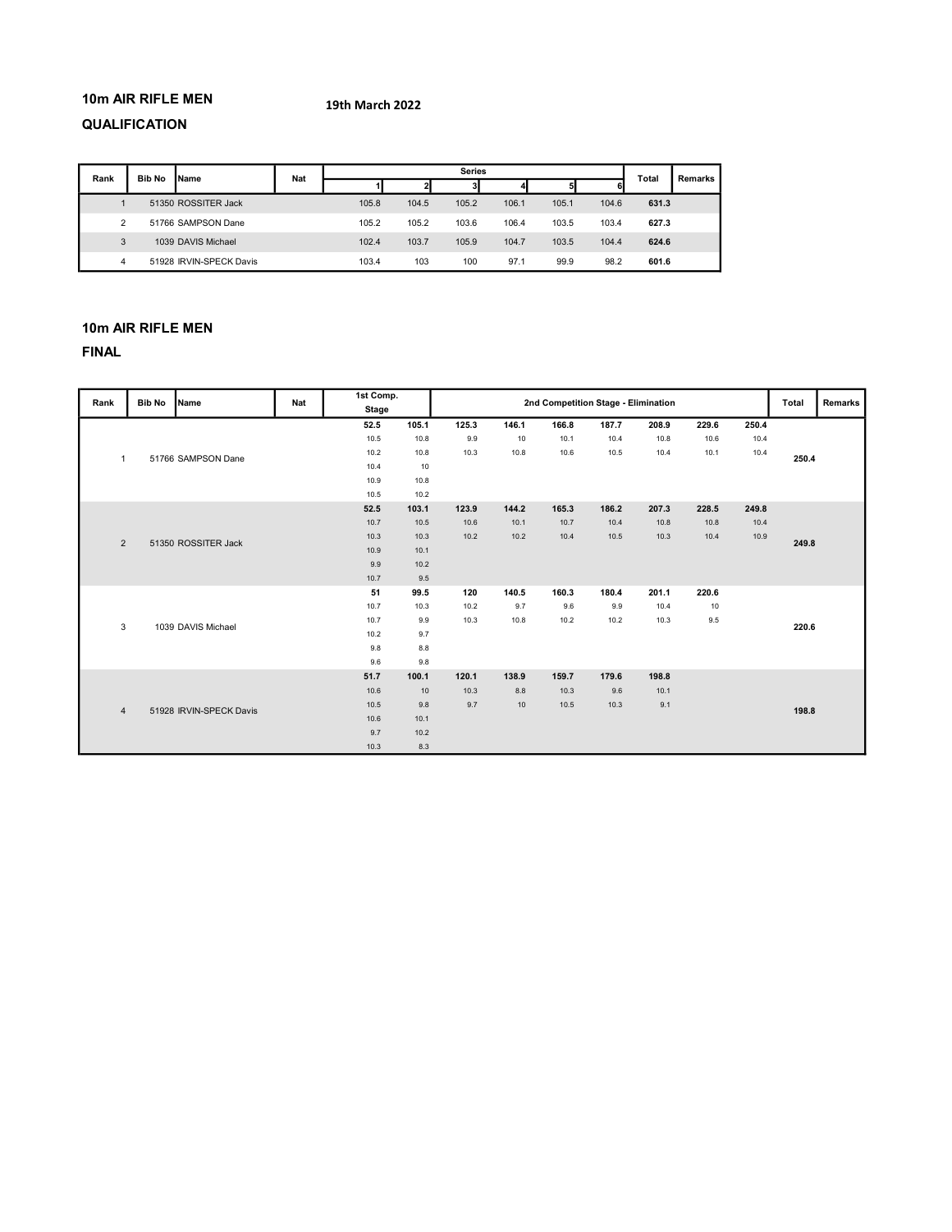## 10m AIR RIFLE MEN

**19th March 2022**

### QUALIFICATION

| Rank | Bib No | Name | Nat | Series 1 | 2 | 3 | 4 | 5 | 6 | Total | Remarks |
|---|---|---|---|---|---|---|---|---|---|---|---|
| 1 | 51350 | ROSSITER Jack | | 105.8 | 104.5 | 105.2 | 106.1 | 105.1 | 104.6 | **631.3** | |
| 2 | 51766 | SAMPSON Dane | | 105.2 | 105.2 | 103.6 | 106.4 | 103.5 | 103.4 | **627.3** | |
| 3 | 1039 | DAVIS Michael | | 102.4 | 103.7 | 105.9 | 104.7 | 103.5 | 104.4 | **624.6** | |
| 4 | 51928 | IRVIN-SPECK Davis | | 103.4 | 103 | 100 | 97.1 | 99.9 | 98.2 | **601.6** | |

## 10m AIR RIFLE MEN

### FINAL

| Rank | Bib No | Name | Nat | 1st Comp. Stage | | 2nd Competition Stage - Elimination | | | | | | | | | Total | Remarks |
|---|---|---|---|---|---|---|---|---|---|---|---|---|---|---|---|---|
| 1 | 51766 | SAMPSON Dane | | **52.5** | **105.1** | **125.3** | **146.1** | **166.8** | **187.7** | **208.9** | **229.6** | **250.4** | **250.4** | |
| | | | | 10.5 | 10.8 | 9.9 | 10 | 10.1 | 10.4 | 10.8 | 10.6 | 10.4 | | |
| | | | | 10.2 | 10.8 | 10.3 | 10.8 | 10.6 | 10.5 | 10.4 | 10.1 | 10.4 | | |
| | | | | 10.4 | 10 | | | | | | | | | |
| | | | | 10.9 | 10.8 | | | | | | | | | |
| | | | | 10.5 | 10.2 | | | | | | | | | |
| 2 | 51350 | ROSSITER Jack | | **52.5** | **103.1** | **123.9** | **144.2** | **165.3** | **186.2** | **207.3** | **228.5** | **249.8** | **249.8** | |
| | | | | 10.7 | 10.5 | 10.6 | 10.1 | 10.7 | 10.4 | 10.8 | 10.8 | 10.4 | | |
| | | | | 10.3 | 10.3 | 10.2 | 10.2 | 10.4 | 10.5 | 10.3 | 10.4 | 10.9 | | |
| | | | | 10.9 | 10.1 | | | | | | | | | |
| | | | | 9.9 | 10.2 | | | | | | | | | |
| | | | | 10.7 | 9.5 | | | | | | | | | |
| 3 | 1039 | DAVIS Michael | | **51** | **99.5** | **120** | **140.5** | **160.3** | **180.4** | **201.1** | **220.6** | | **220.6** | |
| | | | | 10.7 | 10.3 | 10.2 | 9.7 | 9.6 | 9.9 | 10.4 | 10 | | | |
| | | | | 10.7 | 9.9 | 10.3 | 10.8 | 10.2 | 10.2 | 10.3 | 9.5 | | | |
| | | | | 10.2 | 9.7 | | | | | | | | | |
| | | | | 9.8 | 8.8 | | | | | | | | | |
| | | | | 9.6 | 9.8 | | | | | | | | | |
| 4 | 51928 | IRVIN-SPECK Davis | | **51.7** | **100.1** | **120.1** | **138.9** | **159.7** | **179.6** | **198.8** | | | **198.8** | |
| | | | | 10.6 | 10 | 10.3 | 8.8 | 10.3 | 9.6 | 10.1 | | | | |
| | | | | 10.5 | 9.8 | 9.7 | 10 | 10.5 | 10.3 | 9.1 | | | | |
| | | | | 10.6 | 10.1 | | | | | | | | | |
| | | | | 9.7 | 10.2 | | | | | | | | | |
| | | | | 10.3 | 8.3 | | | | | | | | | |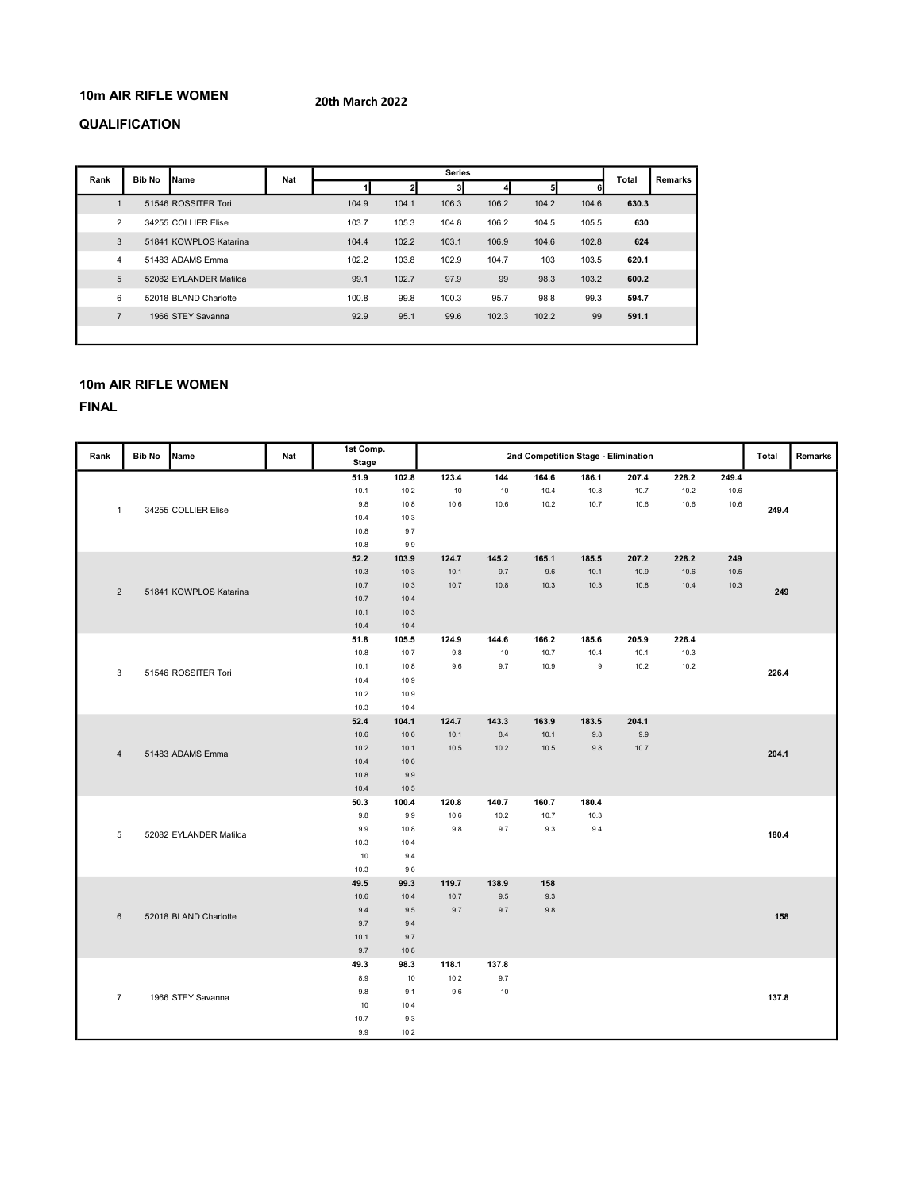**10m AIR RIFLE WOMEN** **20th March 2022**

**QUALIFICATION**

| Rank | Bib No | Name | Nat | Series | | | | | | Total | Remarks |
|---|---|---|---|---|---|---|---|---|---|---|---|
| | | | | 1 | 2 | 3 | 4 | 5 | 6 | | |
| 1 | 51546 | ROSSITER Tori | | 104.9 | 104.1 | 106.3 | 106.2 | 104.2 | 104.6 | **630.3** | |
| 2 | 34255 | COLLIER Elise | | 103.7 | 105.3 | 104.8 | 106.2 | 104.5 | 105.5 | **630** | |
| 3 | 51841 | KOWPLOS Katarina | | 104.4 | 102.2 | 103.1 | 106.9 | 104.6 | 102.8 | **624** | |
| 4 | 51483 | ADAMS Emma | | 102.2 | 103.8 | 102.9 | 104.7 | 103 | 103.5 | **620.1** | |
| 5 | 52082 | EYLANDER Matilda | | 99.1 | 102.7 | 97.9 | 99 | 98.3 | 103.2 | **600.2** | |
| 6 | 52018 | BLAND Charlotte | | 100.8 | 99.8 | 100.3 | 95.7 | 98.8 | 99.3 | **594.7** | |
| 7 | 1966 | STEY Savanna | | 92.9 | 95.1 | 99.6 | 102.3 | 102.2 | 99 | **591.1** | |

**10m AIR RIFLE WOMEN**

**FINAL**

| Rank | Bib No | Name | Nat | 1st Comp. Stage | | 2nd Competition Stage - Elimination | | | | | | | Total | Remarks |
|---|---|---|---|---|---|---|---|---|---|---|---|---|---|---|
| 1 | 34255 | COLLIER Elise | | **51.9** | **102.8** | **123.4** | **144** | **164.6** | **186.1** | **207.4** | **228.2** | **249.4** | **249.4** | |
| | | | | 10.1 | 10.2 | 10 | 10 | 10.4 | 10.8 | 10.7 | 10.2 | 10.6 | | |
| | | | | 9.8 | 10.8 | 10.6 | 10.6 | 10.2 | 10.7 | 10.6 | 10.6 | 10.6 | | |
| | | | | 10.4 | 10.3 | | | | | | | | | |
| | | | | 10.8 | 9.7 | | | | | | | | | |
| | | | | 10.8 | 9.9 | | | | | | | | | |
| 2 | 51841 | KOWPLOS Katarina | | **52.2** | **103.9** | **124.7** | **145.2** | **165.1** | **185.5** | **207.2** | **228.2** | **249** | **249** | |
| | | | | 10.3 | 10.3 | 10.1 | 9.7 | 9.6 | 10.1 | 10.9 | 10.6 | 10.5 | | |
| | | | | 10.7 | 10.3 | 10.7 | 10.8 | 10.3 | 10.3 | 10.8 | 10.4 | 10.3 | | |
| | | | | 10.7 | 10.4 | | | | | | | | | |
| | | | | 10.1 | 10.3 | | | | | | | | | |
| | | | | 10.4 | 10.4 | | | | | | | | | |
| 3 | 51546 | ROSSITER Tori | | **51.8** | **105.5** | **124.9** | **144.6** | **166.2** | **185.6** | **205.9** | **226.4** | | **226.4** | |
| | | | | 10.8 | 10.7 | 9.8 | 10 | 10.7 | 10.4 | 10.1 | 10.3 | | | |
| | | | | 10.1 | 10.8 | 9.6 | 9.7 | 10.9 | 9 | 10.2 | 10.2 | | | |
| | | | | 10.4 | 10.9 | | | | | | | | | |
| | | | | 10.2 | 10.9 | | | | | | | | | |
| | | | | 10.3 | 10.4 | | | | | | | | | |
| 4 | 51483 | ADAMS Emma | | **52.4** | **104.1** | **124.7** | **143.3** | **163.9** | **183.5** | **204.1** | | | **204.1** | |
| | | | | 10.6 | 10.6 | 10.1 | 8.4 | 10.1 | 9.8 | 9.9 | | | | |
| | | | | 10.2 | 10.1 | 10.5 | 10.2 | 10.5 | 9.8 | 10.7 | | | | |
| | | | | 10.4 | 10.6 | | | | | | | | | |
| | | | | 10.8 | 9.9 | | | | | | | | | |
| | | | | 10.4 | 10.5 | | | | | | | | | |
| 5 | 52082 | EYLANDER Matilda | | **50.3** | **100.4** | **120.8** | **140.7** | **160.7** | **180.4** | | | | **180.4** | |
| | | | | 9.8 | 9.9 | 10.6 | 10.2 | 10.7 | 10.3 | | | | | |
| | | | | 9.9 | 10.8 | 9.8 | 9.7 | 9.3 | 9.4 | | | | | |
| | | | | 10.3 | 10.4 | | | | | | | | | |
| | | | | 10 | 9.4 | | | | | | | | | |
| | | | | 10.3 | 9.6 | | | | | | | | | |
| 6 | 52018 | BLAND Charlotte | | **49.5** | **99.3** | **119.7** | **138.9** | **158** | | | | | **158** | |
| | | | | 10.6 | 10.4 | 10.7 | 9.5 | 9.3 | | | | | | |
| | | | | 9.4 | 9.5 | 9.7 | 9.7 | 9.8 | | | | | | |
| | | | | 9.7 | 9.4 | | | | | | | | | |
| | | | | 10.1 | 9.7 | | | | | | | | | |
| | | | | 9.7 | 10.8 | | | | | | | | | |
| 7 | 1966 | STEY Savanna | | **49.3** | **98.3** | **118.1** | **137.8** | | | | | | **137.8** | |
| | | | | 8.9 | 10 | 10.2 | 9.7 | | | | | | | |
| | | | | 9.8 | 9.1 | 9.6 | 10 | | | | | | | |
| | | | | 10 | 10.4 | | | | | | | | | |
| | | | | 10.7 | 9.3 | | | | | | | | | |
| | | | | 9.9 | 10.2 | | | | | | | | | |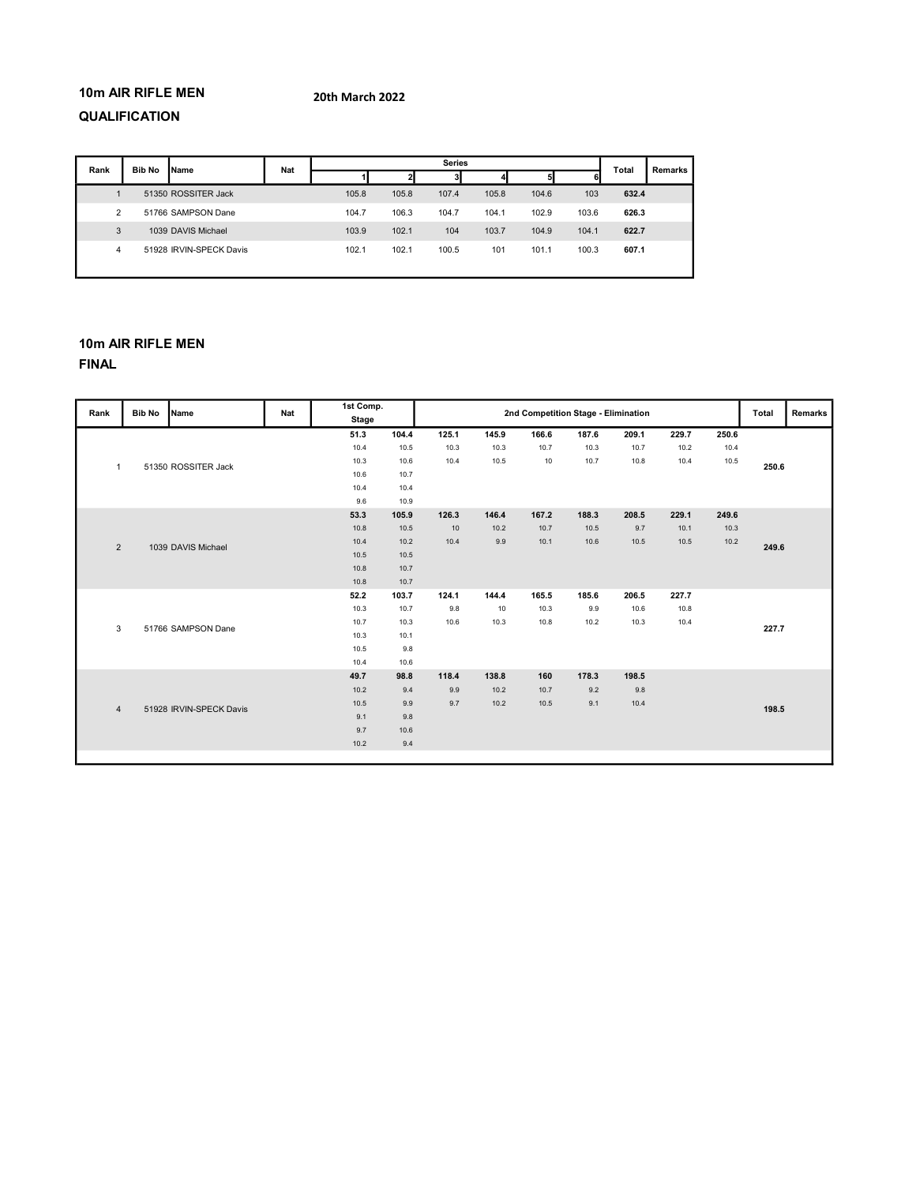## 10m AIR RIFLE MEN

**20th March 2022**

### QUALIFICATION

| Rank | Bib No | Name | Nat | Series 1 | Series 2 | Series 3 | Series 4 | Series 5 | Series 6 | Total | Remarks |
|---|---|---|---|---|---|---|---|---|---|---|---|
| 1 | 51350 | ROSSITER Jack | | 105.8 | 105.8 | 107.4 | 105.8 | 104.6 | 103 | **632.4** | |
| 2 | 51766 | SAMPSON Dane | | 104.7 | 106.3 | 104.7 | 104.1 | 102.9 | 103.6 | **626.3** | |
| 3 | 1039 | DAVIS Michael | | 103.9 | 102.1 | 104 | 103.7 | 104.9 | 104.1 | **622.7** | |
| 4 | 51928 | IRVIN-SPECK Davis | | 102.1 | 102.1 | 100.5 | 101 | 101.1 | 100.3 | **607.1** | |

## 10m AIR RIFLE MEN

### FINAL

| Rank | Bib No | Name | Nat | 1st Comp. Stage | | 2nd Competition Stage - Elimination | | | | | | | Total | Remarks |
|---|---|---|---|---|---|---|---|---|---|---|---|---|---|---|
| 1 | 51350 | ROSSITER Jack | | **51.3** | **104.4** | **125.1** | **145.9** | **166.6** | **187.6** | **209.1** | **229.7** | **250.6** | **250.6** | |
| | | | | 10.4 | 10.5 | 10.3 | 10.3 | 10.7 | 10.3 | 10.7 | 10.2 | 10.4 | | |
| | | | | 10.3 | 10.6 | 10.4 | 10.5 | 10 | 10.7 | 10.8 | 10.4 | 10.5 | | |
| | | | | 10.6 | 10.7 | | | | | | | | | |
| | | | | 10.4 | 10.4 | | | | | | | | | |
| | | | | 9.6 | 10.9 | | | | | | | | | |
| 2 | 1039 | DAVIS Michael | | **53.3** | **105.9** | **126.3** | **146.4** | **167.2** | **188.3** | **208.5** | **229.1** | **249.6** | **249.6** | |
| | | | | 10.8 | 10.5 | 10 | 10.2 | 10.7 | 10.5 | 9.7 | 10.1 | 10.3 | | |
| | | | | 10.4 | 10.2 | 10.4 | 9.9 | 10.1 | 10.6 | 10.5 | 10.5 | 10.2 | | |
| | | | | 10.5 | 10.5 | | | | | | | | | |
| | | | | 10.8 | 10.7 | | | | | | | | | |
| | | | | 10.8 | 10.7 | | | | | | | | | |
| 3 | 51766 | SAMPSON Dane | | **52.2** | **103.7** | **124.1** | **144.4** | **165.5** | **185.6** | **206.5** | **227.7** | | **227.7** | |
| | | | | 10.3 | 10.7 | 9.8 | 10 | 10.3 | 9.9 | 10.6 | 10.8 | | | |
| | | | | 10.7 | 10.3 | 10.6 | 10.3 | 10.8 | 10.2 | 10.3 | 10.4 | | | |
| | | | | 10.3 | 10.1 | | | | | | | | | |
| | | | | 10.5 | 9.8 | | | | | | | | | |
| | | | | 10.4 | 10.6 | | | | | | | | | |
| 4 | 51928 | IRVIN-SPECK Davis | | **49.7** | **98.8** | **118.4** | **138.8** | **160** | **178.3** | **198.5** | | | **198.5** | |
| | | | | 10.2 | 9.4 | 9.9 | 10.2 | 10.7 | 9.2 | 9.8 | | | | |
| | | | | 10.5 | 9.9 | 9.7 | 10.2 | 10.5 | 9.1 | 10.4 | | | | |
| | | | | 9.1 | 9.8 | | | | | | | | | |
| | | | | 9.7 | 10.6 | | | | | | | | | |
| | | | | 10.2 | 9.4 | | | | | | | | | |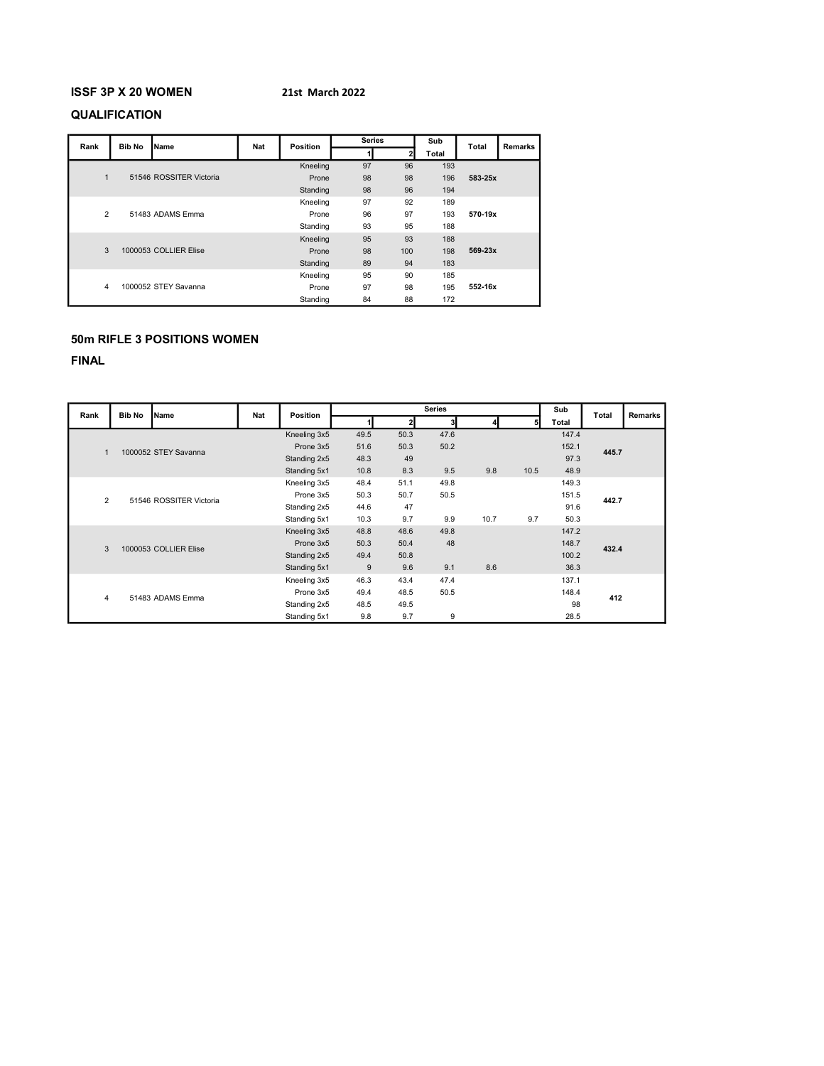**ISSF 3P X 20 WOMEN** **21st March 2022**

**QUALIFICATION**

| Rank | Bib No | Name | Nat | Position | Series 1 | Series 2 | Sub Total | Total | Remarks |
|---|---|---|---|---|---|---|---|---|---|
| 1 | 51546 | ROSSITER Victoria | | Kneeling | 97 | 96 | 193 | **583-25x** | |
| | | | | Prone | 98 | 98 | 196 | | |
| | | | | Standing | 98 | 96 | 194 | | |
| 2 | 51483 | ADAMS Emma | | Kneeling | 97 | 92 | 189 | **570-19x** | |
| | | | | Prone | 96 | 97 | 193 | | |
| | | | | Standing | 93 | 95 | 188 | | |
| 3 | 1000053 | COLLIER Elise | | Kneeling | 95 | 93 | 188 | **569-23x** | |
| | | | | Prone | 98 | 100 | 198 | | |
| | | | | Standing | 89 | 94 | 183 | | |
| 4 | 1000052 | STEY Savanna | | Kneeling | 95 | 90 | 185 | **552-16x** | |
| | | | | Prone | 97 | 98 | 195 | | |
| | | | | Standing | 84 | 88 | 172 | | |

**50m RIFLE 3 POSITIONS WOMEN**

**FINAL**

| Rank | Bib No | Name | Nat | Position | Series 1 | Series 2 | Series 3 | Series 4 | Series 5 | Sub Total | Total | Remarks |
|---|---|---|---|---|---|---|---|---|---|---|---|---|
| 1 | 1000052 | STEY Savanna | | Kneeling 3x5 | 49.5 | 50.3 | 47.6 | | | 147.4 | **445.7** | |
| | | | | Prone 3x5 | 51.6 | 50.3 | 50.2 | | | 152.1 | | |
| | | | | Standing 2x5 | 48.3 | 49 | | | | 97.3 | | |
| | | | | Standing 5x1 | 10.8 | 8.3 | 9.5 | 9.8 | 10.5 | 48.9 | | |
| 2 | 51546 | ROSSITER Victoria | | Kneeling 3x5 | 48.4 | 51.1 | 49.8 | | | 149.3 | **442.7** | |
| | | | | Prone 3x5 | 50.3 | 50.7 | 50.5 | | | 151.5 | | |
| | | | | Standing 2x5 | 44.6 | 47 | | | | 91.6 | | |
| | | | | Standing 5x1 | 10.3 | 9.7 | 9.9 | 10.7 | 9.7 | 50.3 | | |
| 3 | 1000053 | COLLIER Elise | | Kneeling 3x5 | 48.8 | 48.6 | 49.8 | | | 147.2 | **432.4** | |
| | | | | Prone 3x5 | 50.3 | 50.4 | 48 | | | 148.7 | | |
| | | | | Standing 2x5 | 49.4 | 50.8 | | | | 100.2 | | |
| | | | | Standing 5x1 | 9 | 9.6 | 9.1 | 8.6 | | 36.3 | | |
| 4 | 51483 | ADAMS Emma | | Kneeling 3x5 | 46.3 | 43.4 | 47.4 | | | 137.1 | **412** | |
| | | | | Prone 3x5 | 49.4 | 48.5 | 50.5 | | | 148.4 | | |
| | | | | Standing 2x5 | 48.5 | 49.5 | | | | 98 | | |
| | | | | Standing 5x1 | 9.8 | 9.7 | 9 | | | 28.5 | | |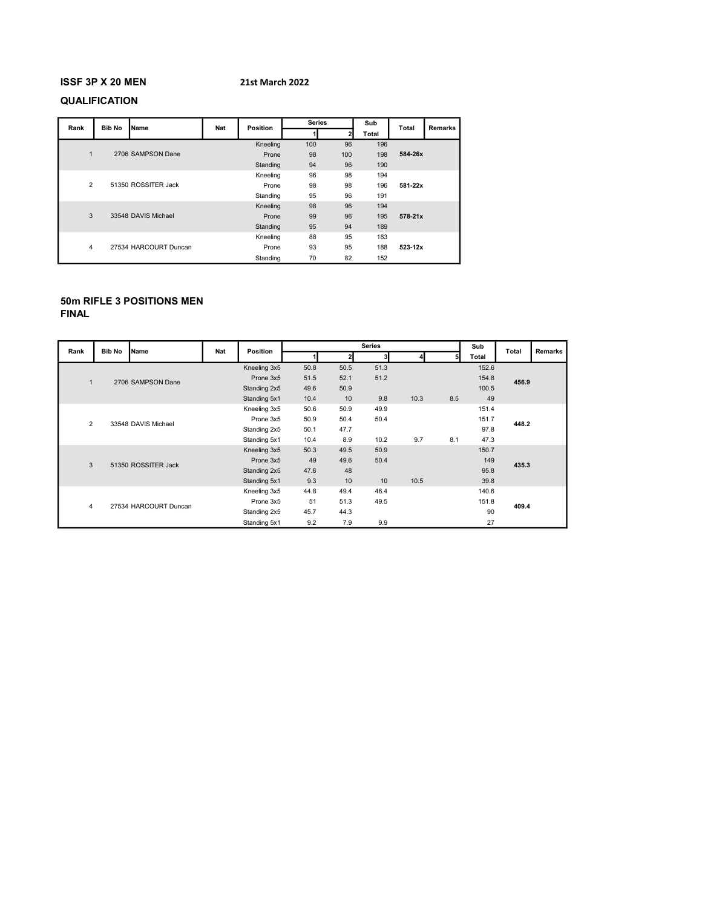**ISSF 3P X 20 MEN** **21st March 2022**

**QUALIFICATION**

| Rank | Bib No | Name | Nat | Position | Series 1 | Series 2 | Sub Total | Total | Remarks |
|---|---|---|---|---|---|---|---|---|---|
| | | | | Kneeling | 100 | 96 | 196 | | |
| 1 | 2706 | SAMPSON Dane | | Prone | 98 | 100 | 198 | **584-26x** | |
| | | | | Standing | 94 | 96 | 190 | | |
| | | | | Kneeling | 96 | 98 | 194 | | |
| 2 | 51350 | ROSSITER Jack | | Prone | 98 | 98 | 196 | **581-22x** | |
| | | | | Standing | 95 | 96 | 191 | | |
| | | | | Kneeling | 98 | 96 | 194 | | |
| 3 | 33548 | DAVIS Michael | | Prone | 99 | 96 | 195 | **578-21x** | |
| | | | | Standing | 95 | 94 | 189 | | |
| | | | | Kneeling | 88 | 95 | 183 | | |
| 4 | 27534 | HARCOURT Duncan | | Prone | 93 | 95 | 188 | **523-12x** | |
| | | | | Standing | 70 | 82 | 152 | | |

**50m RIFLE 3 POSITIONS MEN**
**FINAL**

| Rank | Bib No | Name | Nat | Position | Series 1 | Series 2 | Series 3 | Series 4 | Series 5 | Sub Total | Total | Remarks |
|---|---|---|---|---|---|---|---|---|---|---|---|---|
| 1 | 2706 | SAMPSON Dane | | Kneeling 3x5 | 50.8 | 50.5 | 51.3 | | | 152.6 | **456.9** | |
| | | | | Prone 3x5 | 51.5 | 52.1 | 51.2 | | | 154.8 | | |
| | | | | Standing 2x5 | 49.6 | 50.9 | | | | 100.5 | | |
| | | | | Standing 5x1 | 10.4 | 10 | 9.8 | 10.3 | 8.5 | 49 | | |
| 2 | 33548 | DAVIS Michael | | Kneeling 3x5 | 50.6 | 50.9 | 49.9 | | | 151.4 | **448.2** | |
| | | | | Prone 3x5 | 50.9 | 50.4 | 50.4 | | | 151.7 | | |
| | | | | Standing 2x5 | 50.1 | 47.7 | | | | 97.8 | | |
| | | | | Standing 5x1 | 10.4 | 8.9 | 10.2 | 9.7 | 8.1 | 47.3 | | |
| 3 | 51350 | ROSSITER Jack | | Kneeling 3x5 | 50.3 | 49.5 | 50.9 | | | 150.7 | **435.3** | |
| | | | | Prone 3x5 | 49 | 49.6 | 50.4 | | | 149 | | |
| | | | | Standing 2x5 | 47.8 | 48 | | | | 95.8 | | |
| | | | | Standing 5x1 | 9.3 | 10 | 10 | 10.5 | | 39.8 | | |
| 4 | 27534 | HARCOURT Duncan | | Kneeling 3x5 | 44.8 | 49.4 | 46.4 | | | 140.6 | **409.4** | |
| | | | | Prone 3x5 | 51 | 51.3 | 49.5 | | | 151.8 | | |
| | | | | Standing 2x5 | 45.7 | 44.3 | | | | 90 | | |
| | | | | Standing 5x1 | 9.2 | 7.9 | 9.9 | | | 27 | | |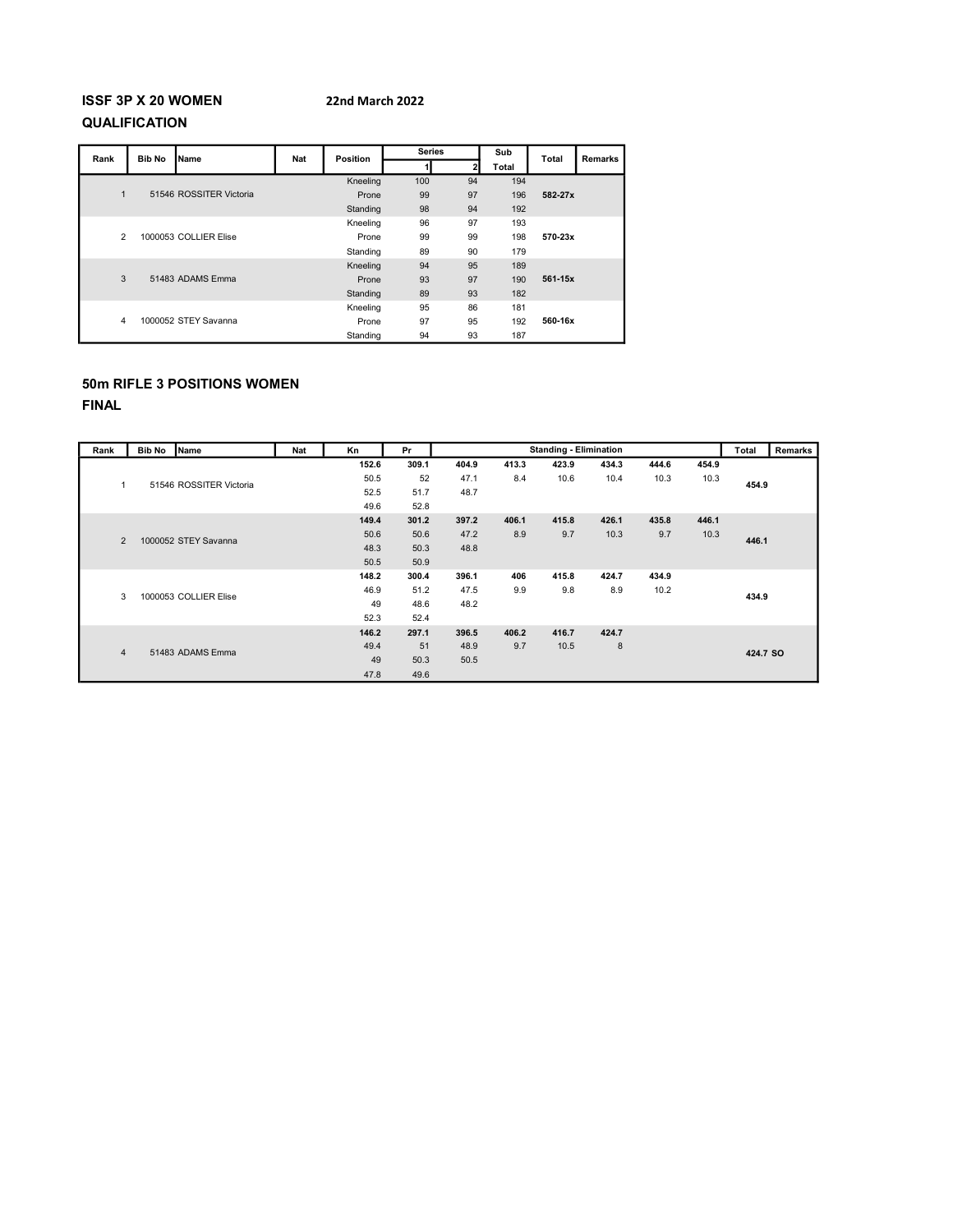**ISSF 3P X 20 WOMEN** **22nd March 2022**

**QUALIFICATION**

| Rank | Bib No | Name | Nat | Position | Series 1 | Series 2 | Sub Total | Total | Remarks |
|---|---|---|---|---|---|---|---|---|---|
| | | | | Kneeling | 100 | 94 | 194 | | |
| 1 | 51546 | ROSSITER Victoria | | Prone | 99 | 97 | 196 | **582-27x** | |
| | | | | Standing | 98 | 94 | 192 | | |
| | | | | Kneeling | 96 | 97 | 193 | | |
| 2 | 1000053 | COLLIER Elise | | Prone | 99 | 99 | 198 | **570-23x** | |
| | | | | Standing | 89 | 90 | 179 | | |
| | | | | Kneeling | 94 | 95 | 189 | | |
| 3 | 51483 | ADAMS Emma | | Prone | 93 | 97 | 190 | **561-15x** | |
| | | | | Standing | 89 | 93 | 182 | | |
| | | | | Kneeling | 95 | 86 | 181 | | |
| 4 | 1000052 | STEY Savanna | | Prone | 97 | 95 | 192 | **560-16x** | |
| | | | | Standing | 94 | 93 | 187 | | |

**50m RIFLE 3 POSITIONS WOMEN**

**FINAL**

| Rank | Bib No | Name | Nat | Kn | Pr | Standing - Elimination | | | | | | | | Total | Remarks |
|---|---|---|---|---|---|---|---|---|---|---|---|---|---|---|---|
| | | | | **152.6** | **309.1** | **404.9** | **413.3** | **423.9** | **434.3** | **444.6** | **454.9** | | | | |
| 1 | 51546 | ROSSITER Victoria | | 50.5 | 52 | 47.1 | 8.4 | 10.6 | 10.4 | 10.3 | 10.3 | | | **454.9** | |
| | | | | 52.5 | 51.7 | 48.7 | | | | | | | | | |
| | | | | 49.6 | 52.8 | | | | | | | | | | |
| | | | | **149.4** | **301.2** | **397.2** | **406.1** | **415.8** | **426.1** | **435.8** | **446.1** | | | | |
| 2 | 1000052 | STEY Savanna | | 50.6 | 50.6 | 47.2 | 8.9 | 9.7 | 10.3 | 9.7 | 10.3 | | | **446.1** | |
| | | | | 48.3 | 50.3 | 48.8 | | | | | | | | | |
| | | | | 50.5 | 50.9 | | | | | | | | | | |
| | | | | **148.2** | **300.4** | **396.1** | **406** | **415.8** | **424.7** | **434.9** | | | | | |
| 3 | 1000053 | COLLIER Elise | | 46.9 | 51.2 | 47.5 | 9.9 | 9.8 | 8.9 | 10.2 | | | | **434.9** | |
| | | | | 49 | 48.6 | 48.2 | | | | | | | | | |
| | | | | 52.3 | 52.4 | | | | | | | | | | |
| | | | | **146.2** | **297.1** | **396.5** | **406.2** | **416.7** | **424.7** | | | | | | |
| 4 | 51483 | ADAMS Emma | | 49.4 | 51 | 48.9 | 9.7 | 10.5 | 8 | | | | | **424.7** | **SO** |
| | | | | 49 | 50.3 | 50.5 | | | | | | | | | |
| | | | | 47.8 | 49.6 | | | | | | | | | | |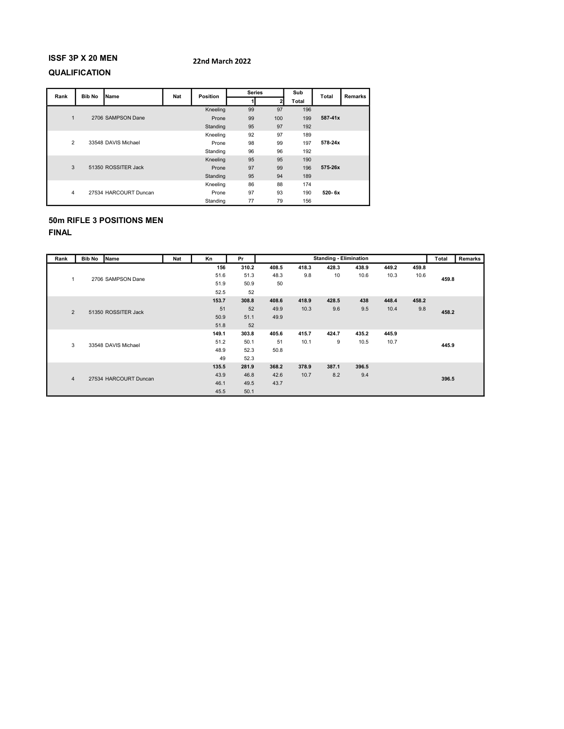**ISSF 3P X 20 MEN** **22nd March 2022**

**QUALIFICATION**

| Rank | Bib No | Name | Nat | Position | Series 1 | Series 2 | Sub Total | Total | Remarks |
|---|---|---|---|---|---|---|---|---|---|
| | | | | Kneeling | 99 | 97 | 196 | | |
| 1 | 2706 | SAMPSON Dane | | Prone | 99 | 100 | 199 | **587-41x** | |
| | | | | Standing | 95 | 97 | 192 | | |
| | | | | Kneeling | 92 | 97 | 189 | | |
| 2 | 33548 | DAVIS Michael | | Prone | 98 | 99 | 197 | **578-24x** | |
| | | | | Standing | 96 | 96 | 192 | | |
| | | | | Kneeling | 95 | 95 | 190 | | |
| 3 | 51350 | ROSSITER Jack | | Prone | 97 | 99 | 196 | **575-26x** | |
| | | | | Standing | 95 | 94 | 189 | | |
| | | | | Kneeling | 86 | 88 | 174 | | |
| 4 | 27534 | HARCOURT Duncan | | Prone | 97 | 93 | 190 | **520- 6x** | |
| | | | | Standing | 77 | 79 | 156 | | |

**50m RIFLE 3 POSITIONS MEN**

**FINAL**

| Rank | Bib No | Name | Nat | Kn | Pr | Standing - Elimination | | | | | | Total | Remarks |
|---|---|---|---|---|---|---|---|---|---|---|---|---|---|
| | | | | **156** | **310.2** | **408.5** | **418.3** | **428.3** | **438.9** | **449.2** | **459.8** | | |
| 1 | 2706 | SAMPSON Dane | | 51.6 | 51.3 | 48.3 | 9.8 | 10 | 10.6 | 10.3 | 10.6 | **459.8** | |
| | | | | 51.9 | 50.9 | 50 | | | | | | | |
| | | | | 52.5 | 52 | | | | | | | | |
| | | | | **153.7** | **308.8** | **408.6** | **418.9** | **428.5** | **438** | **448.4** | **458.2** | | |
| 2 | 51350 | ROSSITER Jack | | 51 | 52 | 49.9 | 10.3 | 9.6 | 9.5 | 10.4 | 9.8 | **458.2** | |
| | | | | 50.9 | 51.1 | 49.9 | | | | | | | |
| | | | | 51.8 | 52 | | | | | | | | |
| | | | | **149.1** | **303.8** | **405.6** | **415.7** | **424.7** | **435.2** | **445.9** | | | |
| 3 | 33548 | DAVIS Michael | | 51.2 | 50.1 | 51 | 10.1 | 9 | 10.5 | 10.7 | | **445.9** | |
| | | | | 48.9 | 52.3 | 50.8 | | | | | | | |
| | | | | 49 | 52.3 | | | | | | | | |
| | | | | **135.5** | **281.9** | **368.2** | **378.9** | **387.1** | **396.5** | | | | |
| 4 | 27534 | HARCOURT Duncan | | 43.9 | 46.8 | 42.6 | 10.7 | 8.2 | 9.4 | | | **396.5** | |
| | | | | 46.1 | 49.5 | 43.7 | | | | | | | |
| | | | | 45.5 | 50.1 | | | | | | | | |